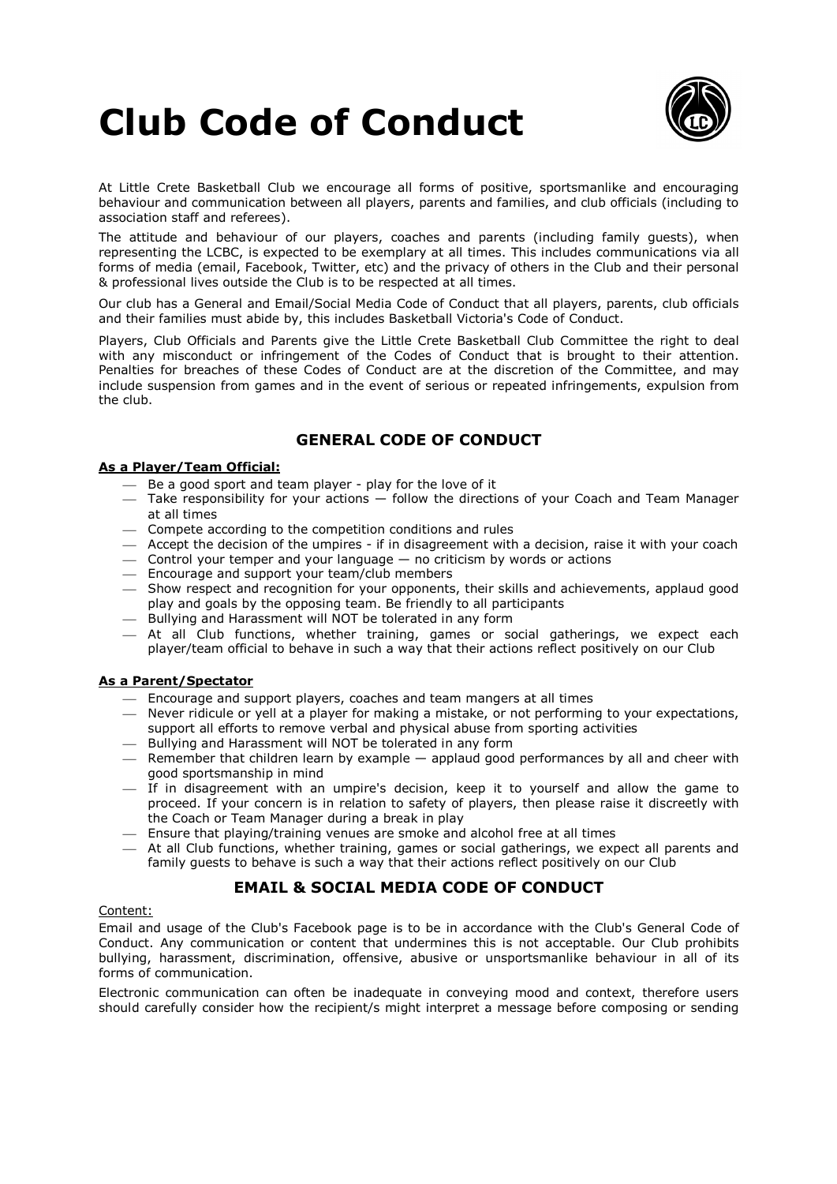# Club Code of Conduct

At Little Crete Basketball Club we encourage all forms of positive, sportsmanlike and encouraging behaviour and communication between all players, parents and families, and club officials (including to association staff and referees).

The attitude and behaviour of our players, coaches and parents (including family guests), when representing the LCBC, is expected to be exemplary at all times. This includes communications via all forms of media (email, Facebook, Twitter, etc) and the privacy of others in the Club and their personal & professional lives outside the Club is to be respected at all times.

Our club has a General and Email/Social Media Code of Conduct that all players, parents, club officials and their families must abide by, this includes Basketball Victoria's Code of Conduct.

Players, Club Officials and Parents give the Little Crete Basketball Club Committee the right to deal with any misconduct or infringement of the Codes of Conduct that is brought to their attention. Penalties for breaches of these Codes of Conduct are at the discretion of the Committee, and may include suspension from games and in the event of serious or repeated infringements, expulsion from the club.

## GENERAL CODE OF CONDUCT

**As a Player/Team Official:**

- Be a good sport and team player - play for the love of it
- Take responsibility for your actions — follow the directions of your Coach and Team Manager at all times
- Compete according to the competition conditions and rules
- Accept the decision of the umpires - if in disagreement with a decision, raise it with your coach
- Control your temper and your language — no criticism by words or actions
- Encourage and support your team/club members
- Show respect and recognition for your opponents, their skills and achievements, applaud good play and goals by the opposing team. Be friendly to all participants
- Bullying and Harassment will NOT be tolerated in any form
- At all Club functions, whether training, games or social gatherings, we expect each player/team official to behave in such a way that their actions reflect positively on our Club

**As a Parent/Spectator**

- Encourage and support players, coaches and team mangers at all times
- Never ridicule or yell at a player for making a mistake, or not performing to your expectations, support all efforts to remove verbal and physical abuse from sporting activities
- Bullying and Harassment will NOT be tolerated in any form
- Remember that children learn by example — applaud good performances by all and cheer with good sportsmanship in mind
- If in disagreement with an umpire's decision, keep it to yourself and allow the game to proceed. If your concern is in relation to safety of players, then please raise it discreetly with the Coach or Team Manager during a break in play
- Ensure that playing/training venues are smoke and alcohol free at all times
- At all Club functions, whether training, games or social gatherings, we expect all parents and family guests to behave is such a way that their actions reflect positively on our Club

## EMAIL & SOCIAL MEDIA CODE OF CONDUCT

Content:

Email and usage of the Club's Facebook page is to be in accordance with the Club's General Code of Conduct. Any communication or content that undermines this is not acceptable. Our Club prohibits bullying, harassment, discrimination, offensive, abusive or unsportsmanlike behaviour in all of its forms of communication.

Electronic communication can often be inadequate in conveying mood and context, therefore users should carefully consider how the recipient/s might interpret a message before composing or sending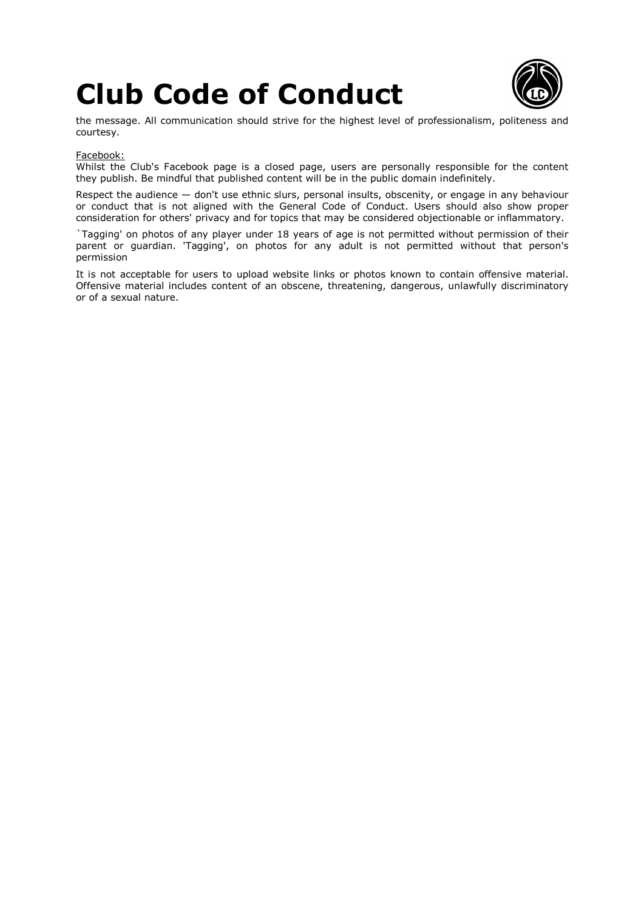the message. All communication should strive for the highest level of professionalism, politeness and courtesy.

Facebook:

Whilst the Club's Facebook page is a closed page, users are personally responsible for the content they publish. Be mindful that published content will be in the public domain indefinitely.

Respect the audience — don't use ethnic slurs, personal insults, obscenity, or engage in any behaviour or conduct that is not aligned with the General Code of Conduct. Users should also show proper consideration for others' privacy and for topics that may be considered objectionable or inflammatory.

`Tagging' on photos of any player under 18 years of age is not permitted without permission of their parent or guardian. 'Tagging', on photos for any adult is not permitted without that person's permission

It is not acceptable for users to upload website links or photos known to contain offensive material. Offensive material includes content of an obscene, threatening, dangerous, unlawfully discriminatory or of a sexual nature.